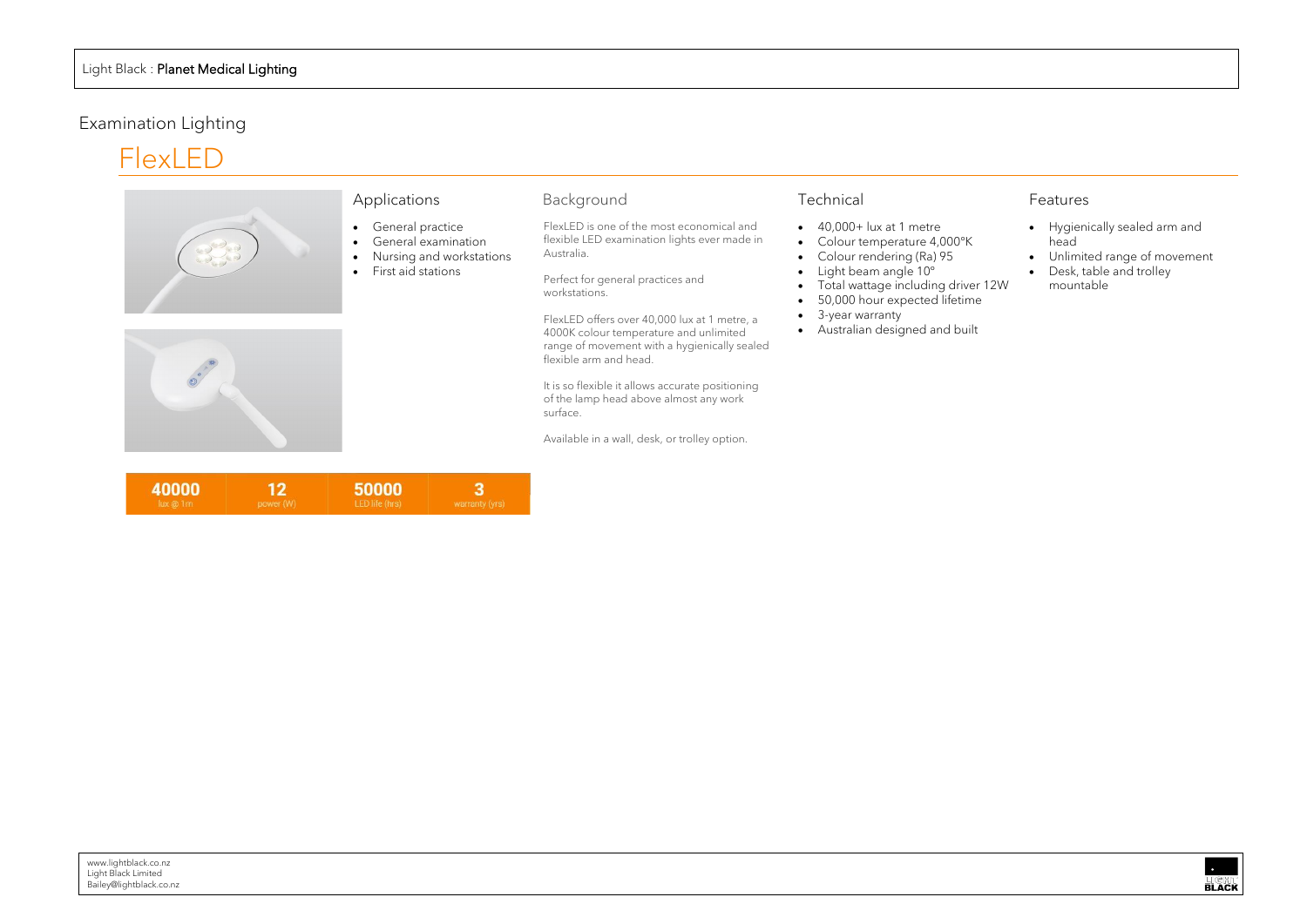Light Black : **Planet Medical Lighting**

## Examination Lighting

# FlexLED

### Applications

- General practice
- General examination
- Nursing and workstations
- First aid stations

### Background

FlexLED is one of the most economical and flexible LED examination lights ever made in Australia.

Perfect for general practices and workstations.

FlexLED offers over 40,000 lux at 1 metre, a 4000K colour temperature and unlimited range of movement with a hygienically sealed flexible arm and head.

It is so flexible it allows accurate positioning of the lamp head above almost any work surface.

Available in a wall, desk, or trolley option.

### Technical

- 40,000+ lux at 1 metre
- Colour temperature 4,000°K
- Colour rendering (Ra) 95
- Light beam angle 10°
- Total wattage including driver 12W
- 50,000 hour expected lifetime
- 3-year warranty
- Australian designed and built

### Features

- Hygienically sealed arm and head
- Unlimited range of movement
- Desk, table and trolley mountable

| 40000 | 12 | 50000 | 3 |
|---|---|---|---|
| lux @ 1m | power (W) | LED life (hrs) | warranty (yrs) |

www.lightblack.co.nz
Light Black Limited
Bailey@lightblack.co.nz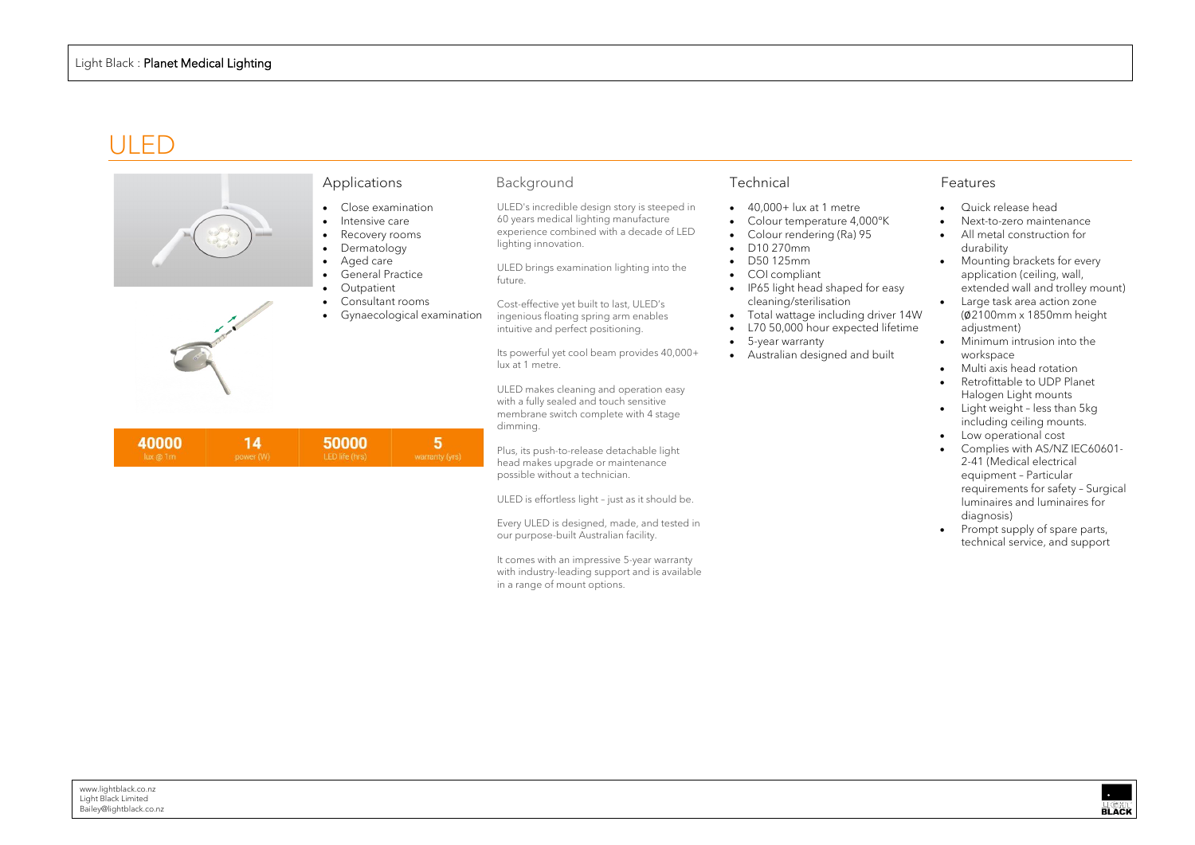# ULED

## Applications

- Close examination
- Intensive care
- Recovery rooms
- Dermatology
- Aged care
- General Practice
- Outpatient
- Consultant rooms
- Gynaecological examination

| 40000 | 14 | 50000 | 5 |
|---|---|---|---|
| lux @ 1m | power (W) | LED life (hrs) | warranty (yrs) |

## Background

ULED's incredible design story is steeped in 60 years medical lighting manufacture experience combined with a decade of LED lighting innovation.

ULED brings examination lighting into the future.

Cost-effective yet built to last, ULED's ingenious floating spring arm enables intuitive and perfect positioning.

Its powerful yet cool beam provides 40,000+ lux at 1 metre.

ULED makes cleaning and operation easy with a fully sealed and touch sensitive membrane switch complete with 4 stage dimming.

Plus, its push-to-release detachable light head makes upgrade or maintenance possible without a technician.

ULED is effortless light – just as it should be.

Every ULED is designed, made, and tested in our purpose-built Australian facility.

It comes with an impressive 5-year warranty with industry-leading support and is available in a range of mount options.

## Technical

- 40,000+ lux at 1 metre
- Colour temperature 4,000°K
- Colour rendering (Ra) 95
- D10 270mm
- D50 125mm
- COI compliant
- IP65 light head shaped for easy cleaning/sterilisation
- Total wattage including driver 14W
- L70 50,000 hour expected lifetime
- 5-year warranty
- Australian designed and built

## Features

- Quick release head
- Next-to-zero maintenance
- All metal construction for durability
- Mounting brackets for every application (ceiling, wall, extended wall and trolley mount)
- Large task area action zone (Ø2100mm x 1850mm height adjustment)
- Minimum intrusion into the workspace
- Multi axis head rotation
- Retrofittable to UDP Planet Halogen Light mounts
- Light weight – less than 5kg including ceiling mounts.
- Low operational cost
- Complies with AS/NZ IEC60601-2-41 (Medical electrical equipment – Particular requirements for safety – Surgical luminaires and luminaires for diagnosis)
- Prompt supply of spare parts, technical service, and support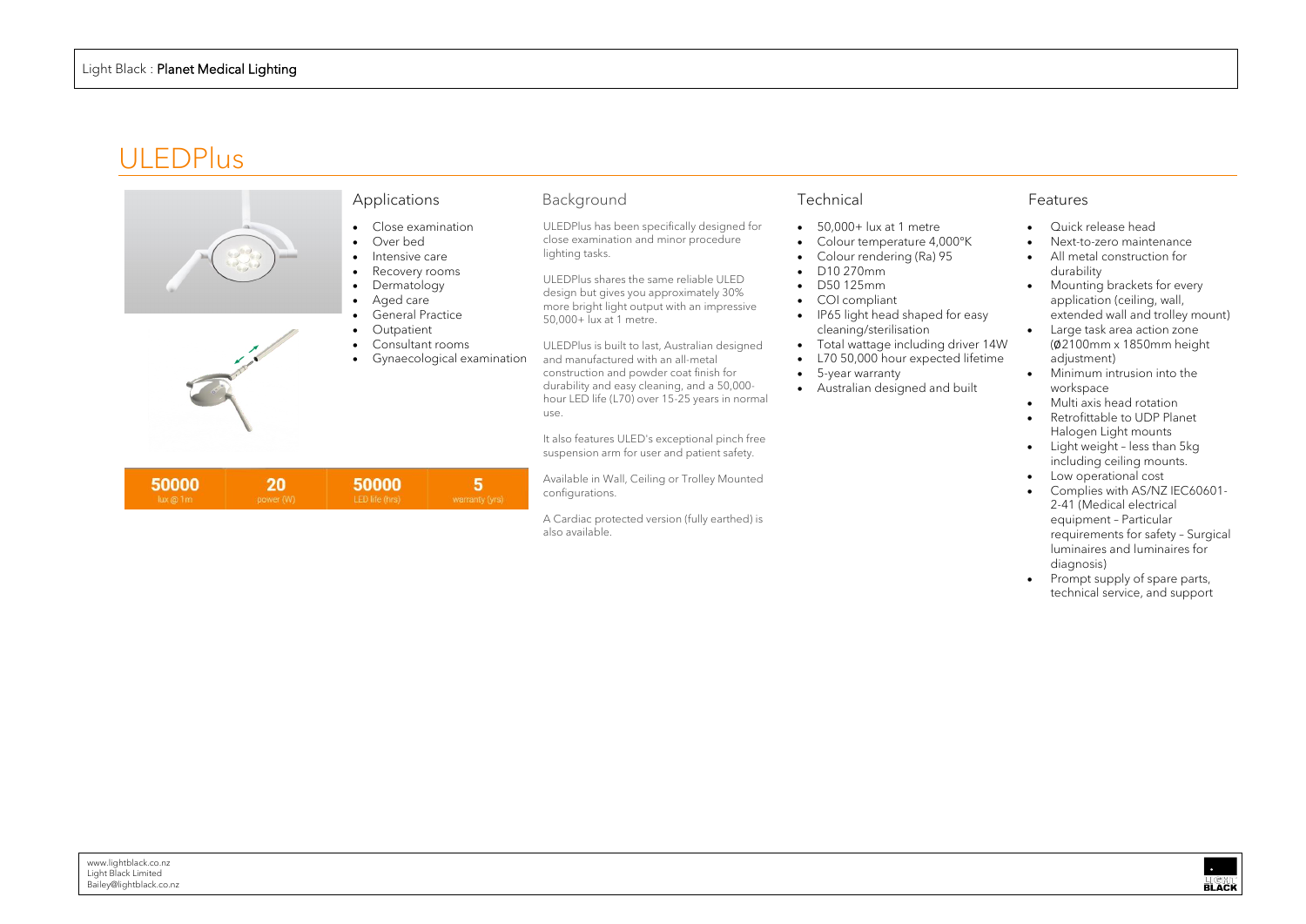# ULEDPlus

| 50000 | 20 | 50000 | 5 |
| --- | --- | --- | --- |
| lux @ 1m | power (W) | LED life (hrs) | warranty (yrs) |

## Applications

- Close examination
- Over bed
- Intensive care
- Recovery rooms
- Dermatology
- Aged care
- General Practice
- Outpatient
- Consultant rooms
- Gynaecological examination

## Background

ULEDPlus has been specifically designed for close examination and minor procedure lighting tasks.

ULEDPlus shares the same reliable ULED design but gives you approximately 30% more bright light output with an impressive 50,000+ lux at 1 metre.

ULEDPlus is built to last, Australian designed and manufactured with an all-metal construction and powder coat finish for durability and easy cleaning, and a 50,000-hour LED life (L70) over 15-25 years in normal use.

It also features ULED's exceptional pinch free suspension arm for user and patient safety.

Available in Wall, Ceiling or Trolley Mounted configurations.

A Cardiac protected version (fully earthed) is also available.

## Technical

- 50,000+ lux at 1 metre
- Colour temperature 4,000°K
- Colour rendering (Ra) 95
- D10 270mm
- D50 125mm
- COI compliant
- IP65 light head shaped for easy cleaning/sterilisation
- Total wattage including driver 14W
- L70 50,000 hour expected lifetime
- 5-year warranty
- Australian designed and built

## Features

- Quick release head
- Next-to-zero maintenance
- All metal construction for durability
- Mounting brackets for every application (ceiling, wall, extended wall and trolley mount)
- Large task area action zone (Ø2100mm x 1850mm height adjustment)
- Minimum intrusion into the workspace
- Multi axis head rotation
- Retrofittable to UDP Planet Halogen Light mounts
- Light weight – less than 5kg including ceiling mounts.
- Low operational cost
- Complies with AS/NZ IEC60601-2-41 (Medical electrical equipment – Particular requirements for safety – Surgical luminaires and luminaires for diagnosis)
- Prompt supply of spare parts, technical service, and support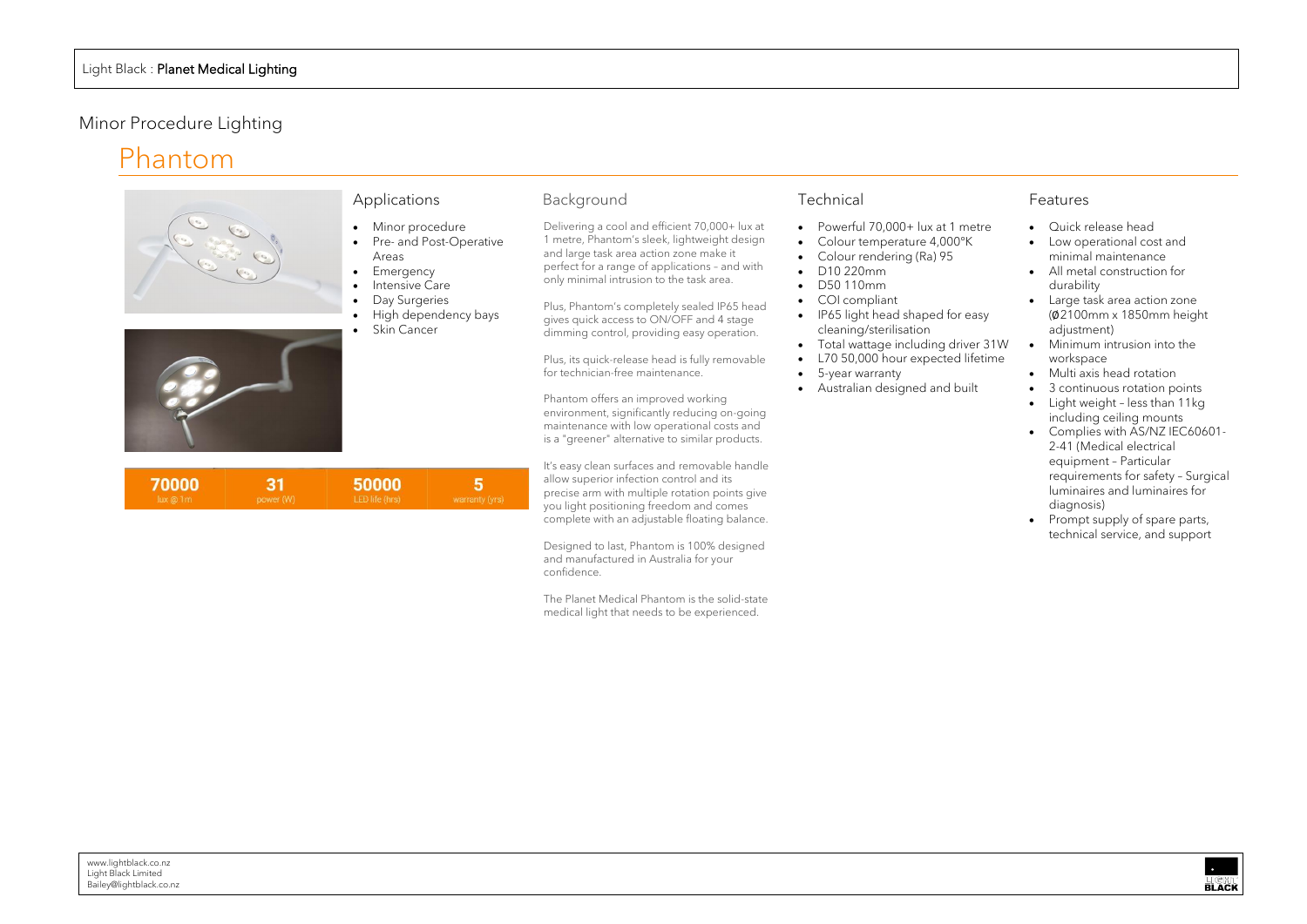Light Black : **Planet Medical Lighting**

## Minor Procedure Lighting

# Phantom

| 70000 | 31 | 50000 | 5 |
|---|---|---|---|
| lux @ 1m | power (W) | LED life (hrs) | warranty (yrs) |

### Applications

- Minor procedure
- Pre- and Post-Operative Areas
- Emergency
- Intensive Care
- Day Surgeries
- High dependency bays
- Skin Cancer

### Background

Delivering a cool and efficient 70,000+ lux at 1 metre, Phantom's sleek, lightweight design and large task area action zone make it perfect for a range of applications – and with only minimal intrusion to the task area.

Plus, Phantom's completely sealed IP65 head gives quick access to ON/OFF and 4 stage dimming control, providing easy operation.

Plus, its quick-release head is fully removable for technician-free maintenance.

Phantom offers an improved working environment, significantly reducing on-going maintenance with low operational costs and is a "greener" alternative to similar products.

It's easy clean surfaces and removable handle allow superior infection control and its precise arm with multiple rotation points give you light positioning freedom and comes complete with an adjustable floating balance.

Designed to last, Phantom is 100% designed and manufactured in Australia for your confidence.

The Planet Medical Phantom is the solid-state medical light that needs to be experienced.

### Technical

- Powerful 70,000+ lux at 1 metre
- Colour temperature 4,000°K
- Colour rendering (Ra) 95
- D10 220mm
- D50 110mm
- COI compliant
- IP65 light head shaped for easy cleaning/sterilisation
- Total wattage including driver 31W
- L70 50,000 hour expected lifetime
- 5-year warranty
- Australian designed and built

### Features

- Quick release head
- Low operational cost and minimal maintenance
- All metal construction for durability
- Large task area action zone (Ø2100mm x 1850mm height adjustment)
- Minimum intrusion into the workspace
- Multi axis head rotation
- 3 continuous rotation points
- Light weight – less than 11kg including ceiling mounts
- Complies with AS/NZ IEC60601-2-41 (Medical electrical equipment – Particular requirements for safety – Surgical luminaires and luminaires for diagnosis)
- Prompt supply of spare parts, technical service, and support

www.lightblack.co.nz
Light Black Limited
Bailey@lightblack.co.nz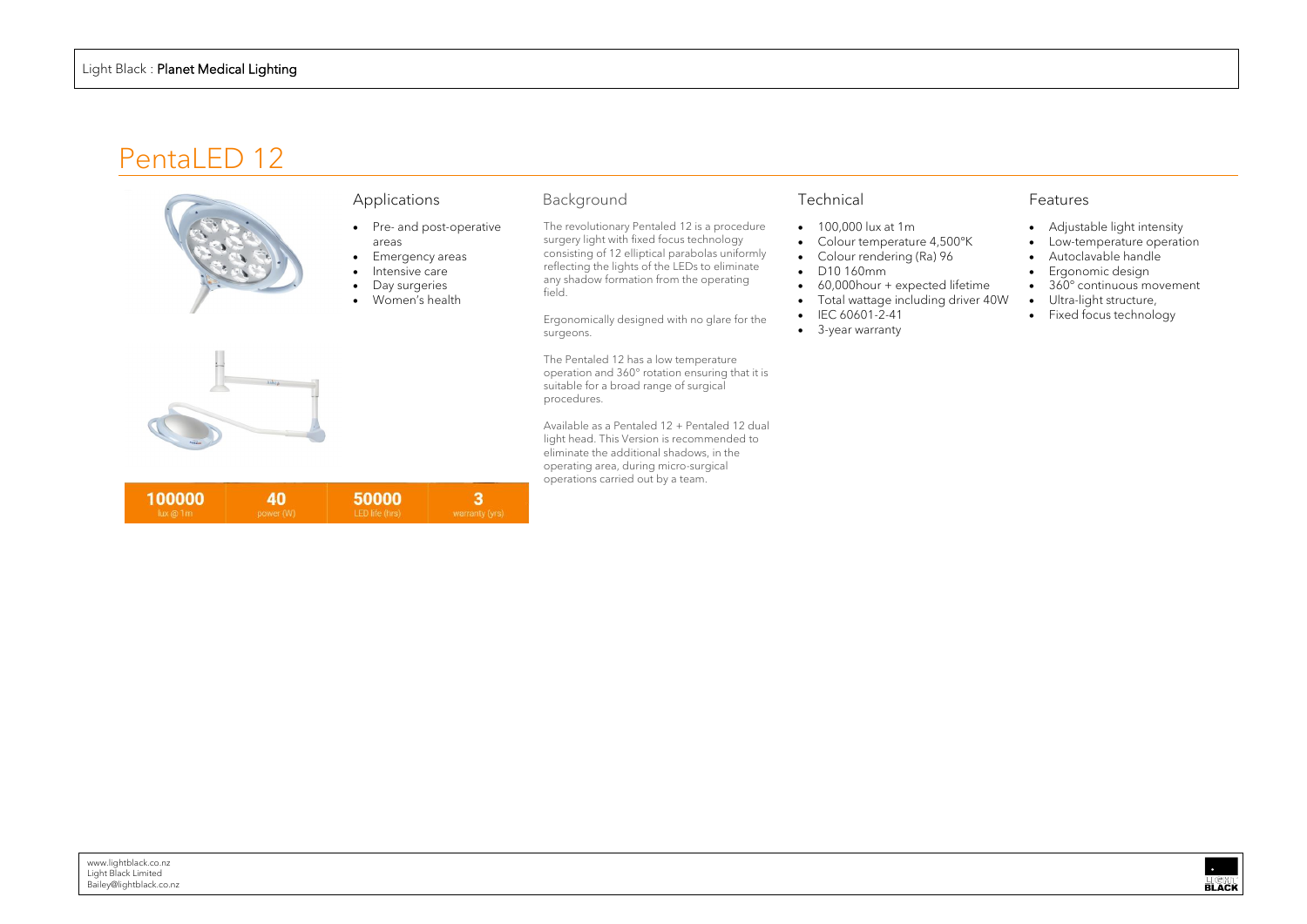# PentaLED 12

| 100000 | 40 | 50000 | 3 |
| --- | --- | --- | --- |
| lux @ 1m | power (W) | LED life (hrs) | warranty (yrs) |

## Applications

- Pre- and post-operative areas
- Emergency areas
- Intensive care
- Day surgeries
- Women's health

## Background

The revolutionary Pentaled 12 is a procedure surgery light with fixed focus technology consisting of 12 elliptical parabolas uniformly reflecting the lights of the LEDs to eliminate any shadow formation from the operating field.

Ergonomically designed with no glare for the surgeons.

The Pentaled 12 has a low temperature operation and 360° rotation ensuring that it is suitable for a broad range of surgical procedures.

Available as a Pentaled 12 + Pentaled 12 dual light head. This Version is recommended to eliminate the additional shadows, in the operating area, during micro-surgical operations carried out by a team.

## Technical

- 100,000 lux at 1m
- Colour temperature 4,500°K
- Colour rendering (Ra) 96
- D10 160mm
- 60,000hour + expected lifetime
- Total wattage including driver 40W
- IEC 60601-2-41
- 3-year warranty

## Features

- Adjustable light intensity
- Low-temperature operation
- Autoclavable handle
- Ergonomic design
- 360° continuous movement
- Ultra-light structure,
- Fixed focus technology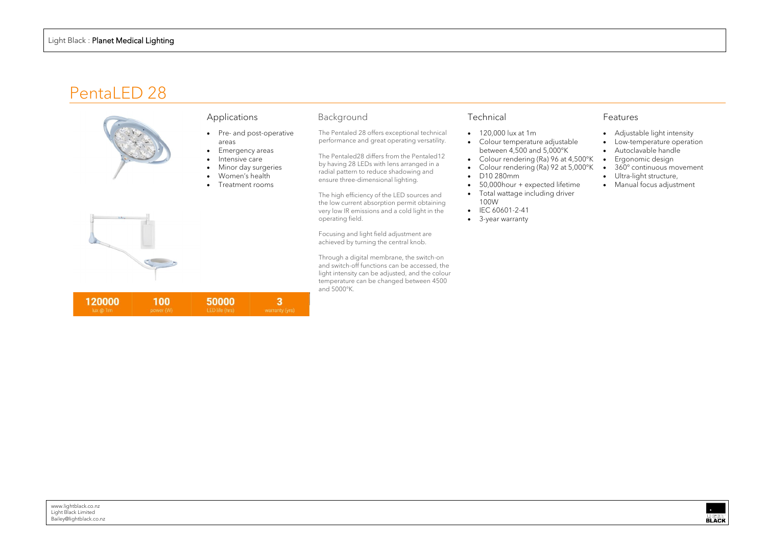Light Black : **Planet Medical Lighting**

# PentaLED 28

## Applications

- Pre- and post-operative areas
- Emergency areas
- Intensive care
- Minor day surgeries
- Women's health
- Treatment rooms

## Background

The Pentaled 28 offers exceptional technical performance and great operating versatility.

The Pentaled28 differs from the Pentaled12 by having 28 LEDs with lens arranged in a radial pattern to reduce shadowing and ensure three-dimensional lighting.

The high efficiency of the LED sources and the low current absorption permit obtaining very low IR emissions and a cold light in the operating field.

Focusing and light field adjustment are achieved by turning the central knob.

Through a digital membrane, the switch-on and switch-off functions can be accessed, the light intensity can be adjusted, and the colour temperature can be changed between 4500 and 5000°K.

## Technical

- 120,000 lux at 1m
- Colour temperature adjustable between 4,500 and 5,000°K
- Colour rendering (Ra) 96 at 4,500°K
- Colour rendering (Ra) 92 at 5,000°K
- D10 280mm
- 50,000hour + expected lifetime
- Total wattage including driver 100W
- IEC 60601-2-41
- 3-year warranty

## Features

- Adjustable light intensity
- Low-temperature operation
- Autoclavable handle
- Ergonomic design
- 360° continuous movement
- Ultra-light structure,
- Manual focus adjustment

| 120000 | 100 | 50000 | 3 |
|---|---|---|---|
| lux @ 1m | power (W) | LED life (hrs) | warranty (yrs) |

www.lightblack.co.nz
Light Black Limited
Bailey@lightblack.co.nz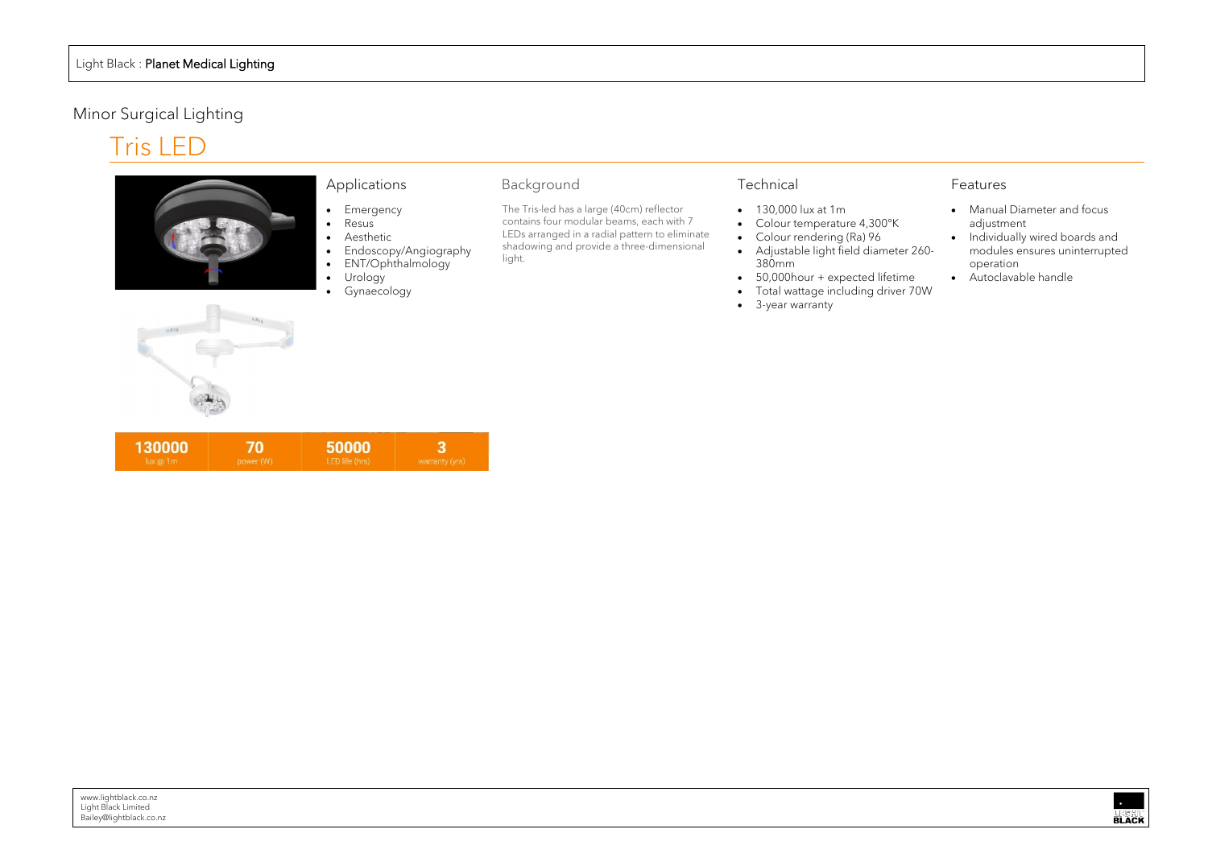Light Black : Planet Medical Lighting

## Minor Surgical Lighting

# Tris LED

### Applications

- Emergency
- Resus
- Aesthetic
- Endoscopy/Angiography
- ENT/Ophthalmology
- Urology
- Gynaecology

### Background

The Tris-led has a large (40cm) reflector contains four modular beams, each with 7 LEDs arranged in a radial pattern to eliminate shadowing and provide a three-dimensional light.

### Technical

- 130,000 lux at 1m
- Colour temperature 4,300°K
- Colour rendering (Ra) 96
- Adjustable light field diameter 260-380mm
- 50,000hour + expected lifetime
- Total wattage including driver 70W
- 3-year warranty

### Features

- Manual Diameter and focus adjustment
- Individually wired boards and modules ensures uninterrupted operation
- Autoclavable handle

| 130000 | 70 | 50000 | 3 |
|---|---|---|---|
| lux @ 1m | power (W) | LED life (hrs) | warranty (yrs) |

www.lightblack.co.nz
Light Black Limited
Bailey@lightblack.co.nz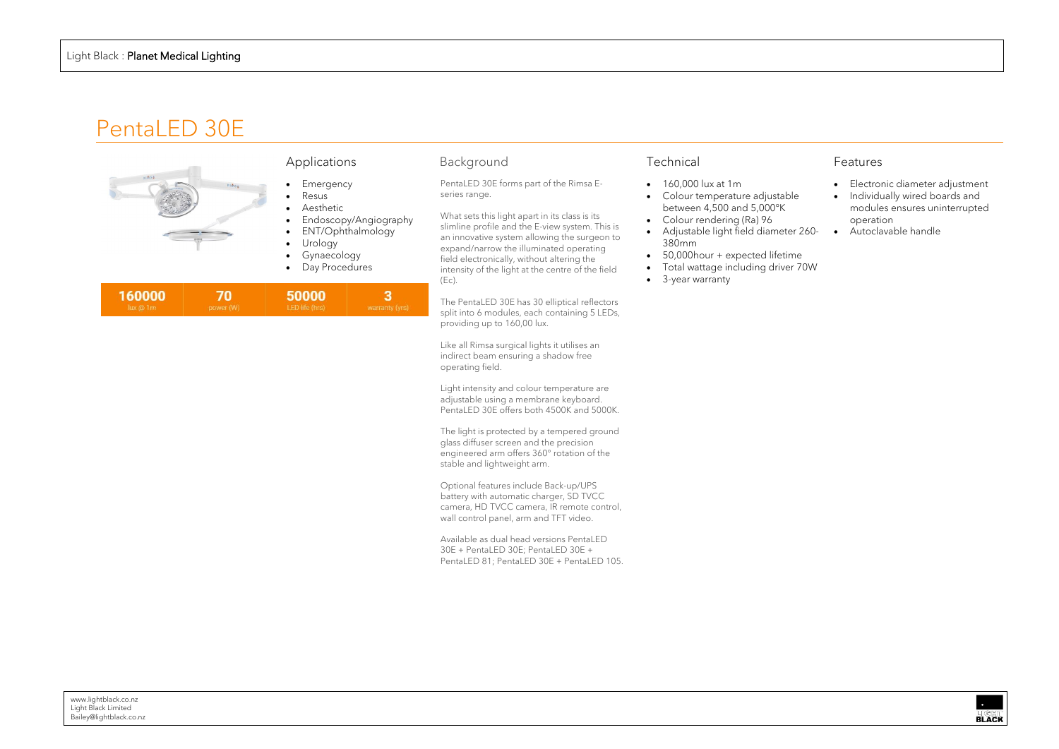# PentaLED 30E

## Applications

- Emergency
- Resus
- Aesthetic
- Endoscopy/Angiography
- ENT/Ophthalmology
- Urology
- Gynaecology
- Day Procedures

| 160000 | 70 | 50000 | 3 |
|---|---|---|---|
| lux @ 1m | power (W) | LED life (hrs) | warranty (yrs) |

## Background

PentaLED 30E forms part of the Rimsa E-series range.

What sets this light apart in its class is its slimline profile and the E-view system. This is an innovative system allowing the surgeon to expand/narrow the illuminated operating field electronically, without altering the intensity of the light at the centre of the field (Ec).

The PentaLED 30E has 30 elliptical reflectors split into 6 modules, each containing 5 LEDs, providing up to 160,00 lux.

Like all Rimsa surgical lights it utilises an indirect beam ensuring a shadow free operating field.

Light intensity and colour temperature are adjustable using a membrane keyboard. PentaLED 30E offers both 4500K and 5000K.

The light is protected by a tempered ground glass diffuser screen and the precision engineered arm offers 360° rotation of the stable and lightweight arm.

Optional features include Back-up/UPS battery with automatic charger, SD TVCC camera, HD TVCC camera, IR remote control, wall control panel, arm and TFT video.

Available as dual head versions PentaLED 30E + PentaLED 30E; PentaLED 30E + PentaLED 81; PentaLED 30E + PentaLED 105.

## Technical

- 160,000 lux at 1m
- Colour temperature adjustable between 4,500 and 5,000°K
- Colour rendering (Ra) 96
- Adjustable light field diameter 260-380mm
- 50,000hour + expected lifetime
- Total wattage including driver 70W
- 3-year warranty

## Features

- Electronic diameter adjustment
- Individually wired boards and modules ensures uninterrupted operation
- Autoclavable handle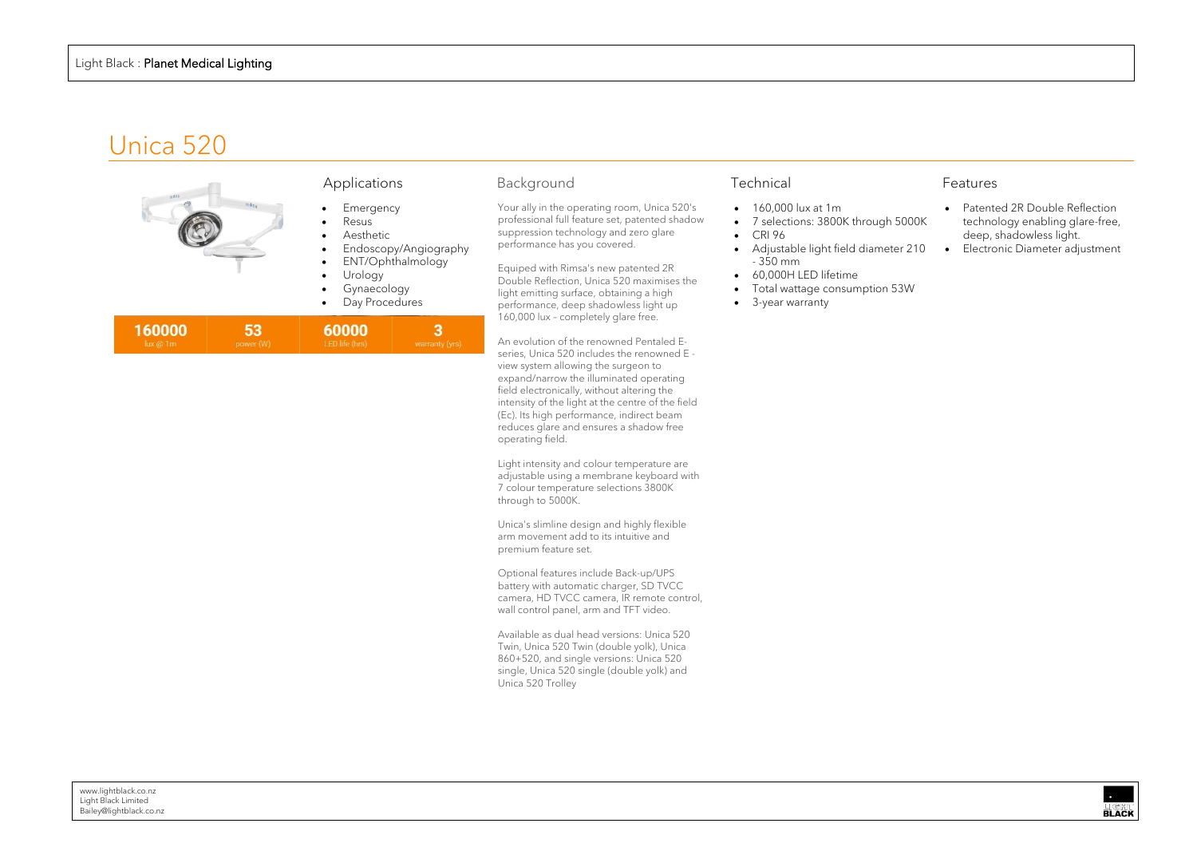# Unica 520

## Applications

- Emergency
- Resus
- Aesthetic
- Endoscopy/Angiography
- ENT/Ophthalmology
- Urology
- Gynaecology
- Day Procedures

| 160000 | 53 | 60000 | 3 |
|---|---|---|---|
| lux @ 1m | power (W) | LED life (hrs) | warranty (yrs) |

## Background

Your ally in the operating room, Unica 520's professional full feature set, patented shadow suppression technology and zero glare performance has you covered.

Equiped with Rimsa's new patented 2R Double Reflection, Unica 520 maximises the light emitting surface, obtaining a high performance, deep shadowless light up 160,000 lux – completely glare free.

An evolution of the renowned Pentaled E-series, Unica 520 includes the renowned E - view system allowing the surgeon to expand/narrow the illuminated operating field electronically, without altering the intensity of the light at the centre of the field (Ec). Its high performance, indirect beam reduces glare and ensures a shadow free operating field.

Light intensity and colour temperature are adjustable using a membrane keyboard with 7 colour temperature selections 3800K through to 5000K.

Unica's slimline design and highly flexible arm movement add to its intuitive and premium feature set.

Optional features include Back-up/UPS battery with automatic charger, SD TVCC camera, HD TVCC camera, IR remote control, wall control panel, arm and TFT video.

Available as dual head versions: Unica 520 Twin, Unica 520 Twin (double yolk), Unica 860+520, and single versions: Unica 520 single, Unica 520 single (double yolk) and Unica 520 Trolley

## Technical

- 160,000 lux at 1m
- 7 selections: 3800K through 5000K
- CRI 96
- Adjustable light field diameter 210 - 350 mm
- 60,000H LED lifetime
- Total wattage consumption 53W
- 3-year warranty

## Features

- Patented 2R Double Reflection technology enabling glare-free, deep, shadowless light.
- Electronic Diameter adjustment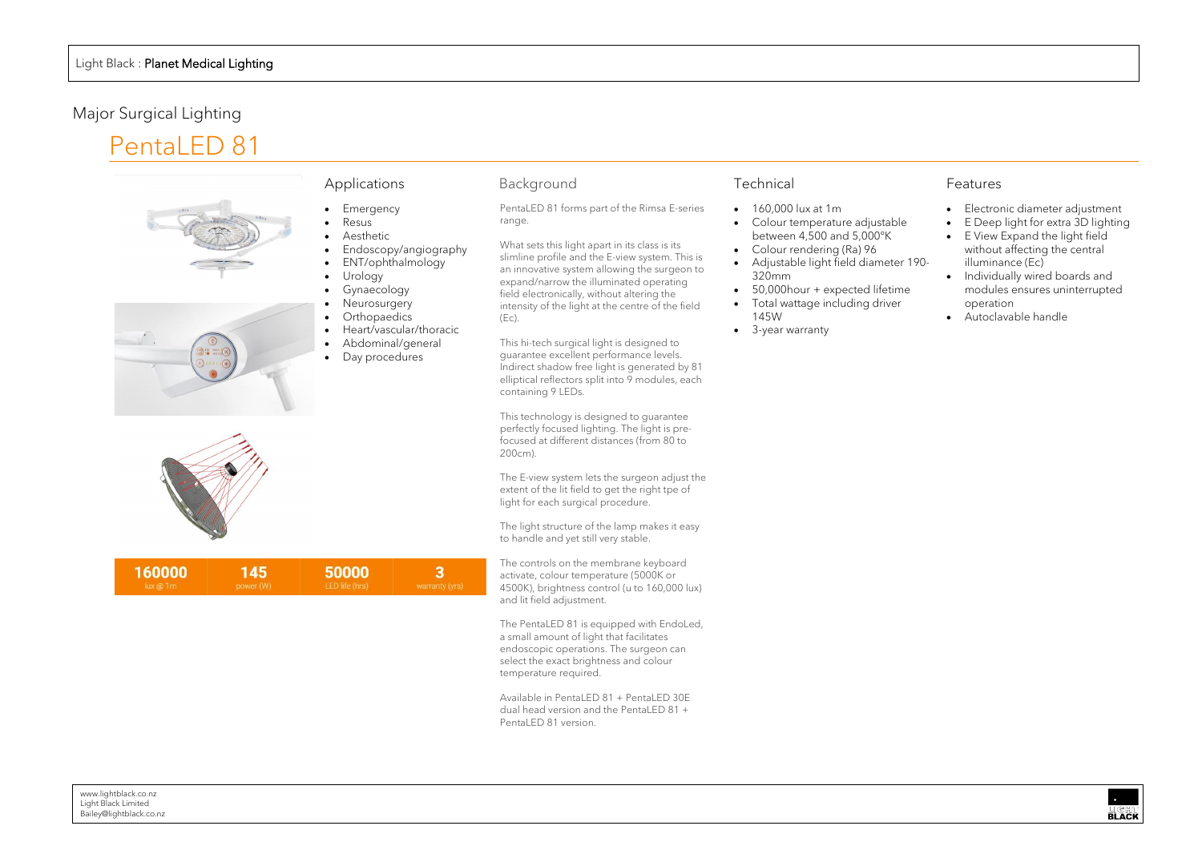Light Black : **Planet Medical Lighting**

## Major Surgical Lighting

# PentaLED 81

| 160000 | 145 | 50000 | 3 |
| --- | --- | --- | --- |
| lux @ 1m | power (W) | LED life (hrs) | warranty (yrs) |

### Applications

- Emergency
- Resus
- Aesthetic
- Endoscopy/angiography
- ENT/ophthalmology
- Urology
- Gynaecology
- Neurosurgery
- Orthopaedics
- Heart/vascular/thoracic
- Abdominal/general
- Day procedures

### Background

PentaLED 81 forms part of the Rimsa E-series range.

What sets this light apart in its class is its slimline profile and the E-view system. This is an innovative system allowing the surgeon to expand/narrow the illuminated operating field electronically, without altering the intensity of the light at the centre of the field (Ec).

This hi-tech surgical light is designed to guarantee excellent performance levels. Indirect shadow free light is generated by 81 elliptical reflectors split into 9 modules, each containing 9 LEDs.

This technology is designed to guarantee perfectly focused lighting. The light is pre-focused at different distances (from 80 to 200cm).

The E-view system lets the surgeon adjust the extent of the lit field to get the right tpe of light for each surgical procedure.

The light structure of the lamp makes it easy to handle and yet still very stable.

The controls on the membrane keyboard activate, colour temperature (5000K or 4500K), brightness control (u to 160,000 lux) and lit field adjustment.

The PentaLED 81 is equipped with EndoLed, a small amount of light that facilitates endoscopic operations. The surgeon can select the exact brightness and colour temperature required.

Available in PentaLED 81 + PentaLED 30E dual head version and the PentaLED 81 + PentaLED 81 version.

### Technical

- 160,000 lux at 1m
- Colour temperature adjustable between 4,500 and 5,000°K
- Colour rendering (Ra) 96
- Adjustable light field diameter 190-320mm
- 50,000hour + expected lifetime
- Total wattage including driver 145W
- 3-year warranty

### Features

- Electronic diameter adjustment
- E Deep light for extra 3D lighting
- E View Expand the light field without affecting the central illuminance (Ec)
- Individually wired boards and modules ensures uninterrupted operation
- Autoclavable handle

www.lightblack.co.nz
Light Black Limited
Bailey@lightblack.co.nz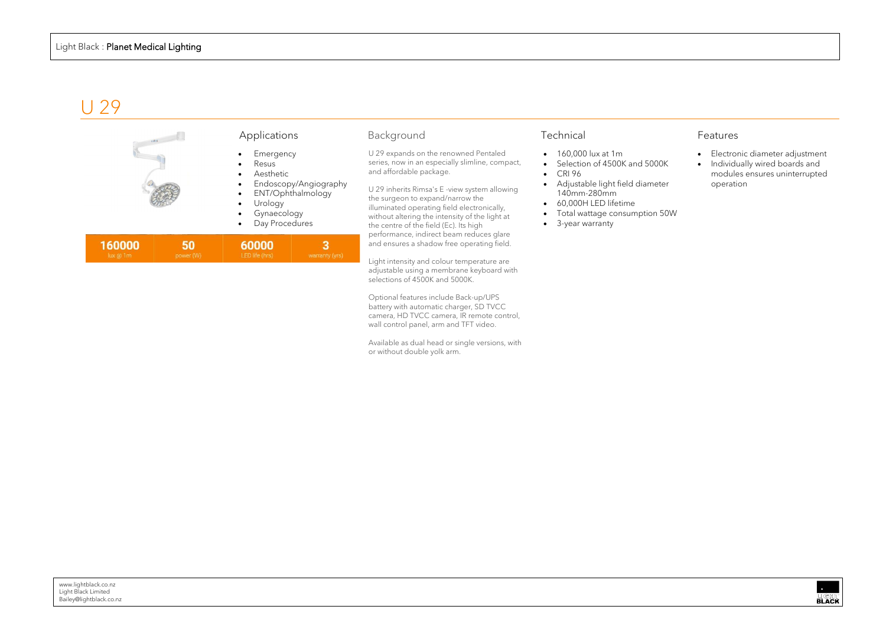# U 29

| 160000 | 50 | 60000 | 3 |
|---|---|---|---|
| lux @ 1m | power (W) | LED life (hrs) | warranty (yrs) |

## Applications

- Emergency
- Resus
- Aesthetic
- Endoscopy/Angiography
- ENT/Ophthalmology
- Urology
- Gynaecology
- Day Procedures

## Background

U 29 expands on the renowned Pentaled series, now in an especially slimline, compact, and affordable package.

U 29 inherits Rimsa's E -view system allowing the surgeon to expand/narrow the illuminated operating field electronically, without altering the intensity of the light at the centre of the field (Ec). Its high performance, indirect beam reduces glare and ensures a shadow free operating field.

Light intensity and colour temperature are adjustable using a membrane keyboard with selections of 4500K and 5000K.

Optional features include Back-up/UPS battery with automatic charger, SD TVCC camera, HD TVCC camera, IR remote control, wall control panel, arm and TFT video.

Available as dual head or single versions, with or without double yolk arm.

## Technical

- 160,000 lux at 1m
- Selection of 4500K and 5000K
- CRI 96
- Adjustable light field diameter 140mm-280mm
- 60,000H LED lifetime
- Total wattage consumption 50W
- 3-year warranty

## Features

- Electronic diameter adjustment
- Individually wired boards and modules ensures uninterrupted operation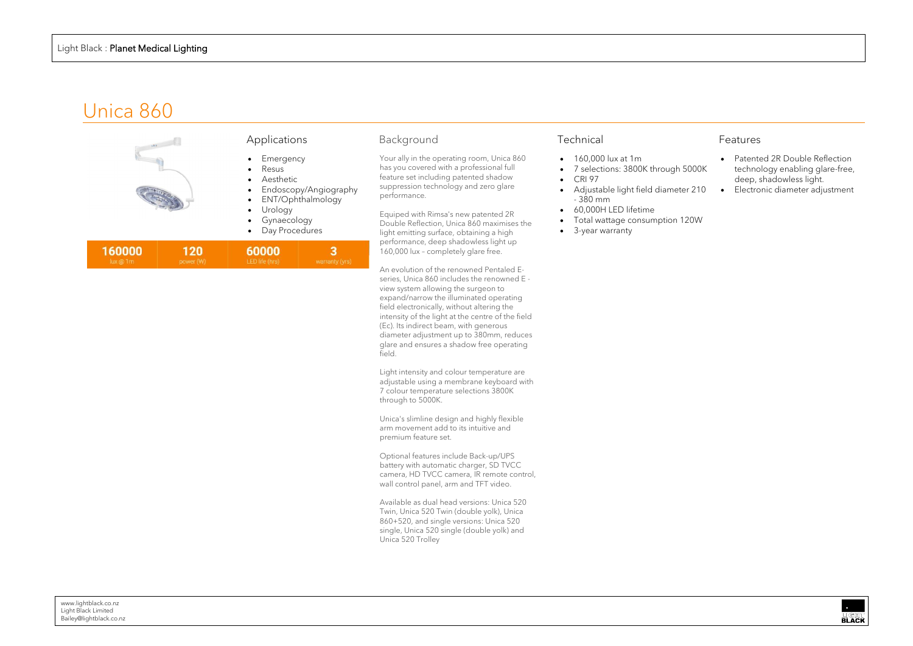Light Black : **Planet Medical Lighting**

# Unica 860

## Applications

- Emergency
- Resus
- Aesthetic
- Endoscopy/Angiography
- ENT/Ophthalmology
- Urology
- Gynaecology
- Day Procedures

| 160000 | 120 | 60000 | 3 |
|---|---|---|---|
| lux @ 1m | power (W) | LED life (hrs) | warranty (yrs) |

## Background

Your ally in the operating room, Unica 860 has you covered with a professional full feature set including patented shadow suppression technology and zero glare performance.

Equiped with Rimsa's new patented 2R Double Reflection, Unica 860 maximises the light emitting surface, obtaining a high performance, deep shadowless light up 160,000 lux – completely glare free.

An evolution of the renowned Pentaled E-series, Unica 860 includes the renowned E -view system allowing the surgeon to expand/narrow the illuminated operating field electronically, without altering the intensity of the light at the centre of the field (Ec). Its indirect beam, with generous diameter adjustment up to 380mm, reduces glare and ensures a shadow free operating field.

Light intensity and colour temperature are adjustable using a membrane keyboard with 7 colour temperature selections 3800K through to 5000K.

Unica's slimline design and highly flexible arm movement add to its intuitive and premium feature set.

Optional features include Back-up/UPS battery with automatic charger, SD TVCC camera, HD TVCC camera, IR remote control, wall control panel, arm and TFT video.

Available as dual head versions: Unica 520 Twin, Unica 520 Twin (double yolk), Unica 860+520, and single versions: Unica 520 single (double yolk) and Unica 520 Trolley

## Technical

- 160,000 lux at 1m
- 7 selections: 3800K through 5000K
- CRI 97
- Adjustable light field diameter 210 - 380 mm
- 60,000H LED lifetime
- Total wattage consumption 120W
- 3-year warranty

## Features

- Patented 2R Double Reflection technology enabling glare-free, deep, shadowless light.
- Electronic diameter adjustment

www.lightblack.co.nz
Light Black Limited
Bailey@lightblack.co.nz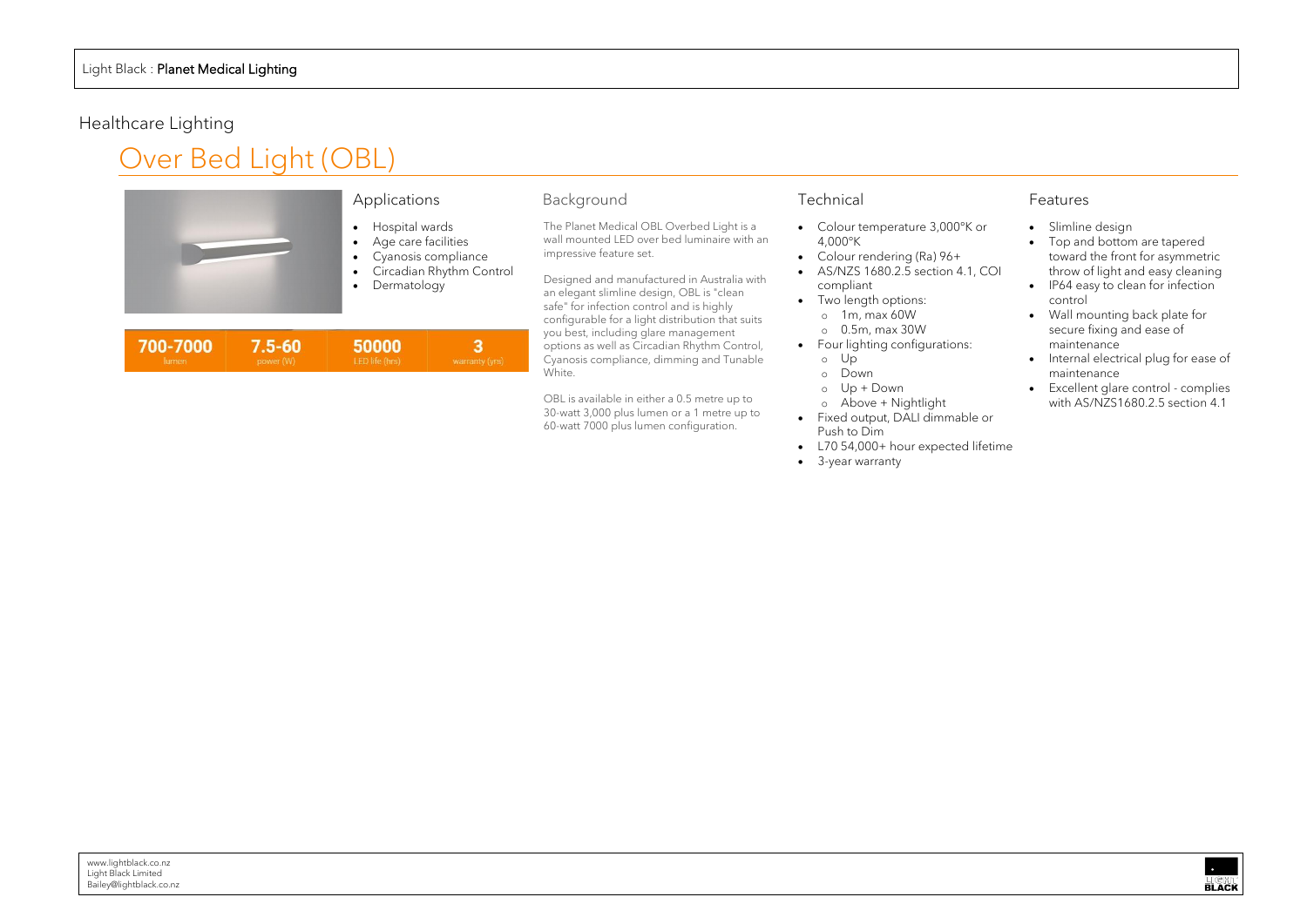Light Black : **Planet Medical Lighting**

## Healthcare Lighting

# Over Bed Light (OBL)

### Applications

- Hospital wards
- Age care facilities
- Cyanosis compliance
- Circadian Rhythm Control
- Dermatology

| 700-7000 | 7.5-60 | 50000 | 3 |
| --- | --- | --- | --- |
| lumen | power (W) | LED life (hrs) | warranty (yrs) |

### Background

The Planet Medical OBL Overbed Light is a wall mounted LED over bed luminaire with an impressive feature set.

Designed and manufactured in Australia with an elegant slimline design, OBL is "clean safe" for infection control and is highly configurable for a light distribution that suits you best, including glare management options as well as Circadian Rhythm Control, Cyanosis compliance, dimming and Tunable White.

OBL is available in either a 0.5 metre up to 30-watt 3,000 plus lumen or a 1 metre up to 60-watt 7000 plus lumen configuration.

### Technical

- Colour temperature 3,000°K or 4,000°K
- Colour rendering (Ra) 96+
- AS/NZS 1680.2.5 section 4.1, COI compliant
- Two length options:
  - 1m, max 60W
  - 0.5m, max 30W
- Four lighting configurations:
  - Up
  - Down
  - Up + Down
  - Above + Nightlight
- Fixed output, DALI dimmable or Push to Dim
- L70 54,000+ hour expected lifetime
- 3-year warranty

### Features

- Slimline design
- Top and bottom are tapered toward the front for asymmetric throw of light and easy cleaning
- IP64 easy to clean for infection control
- Wall mounting back plate for secure fixing and ease of maintenance
- Internal electrical plug for ease of maintenance
- Excellent glare control - complies with AS/NZS1680.2.5 section 4.1

www.lightblack.co.nz
Light Black Limited
Bailey@lightblack.co.nz